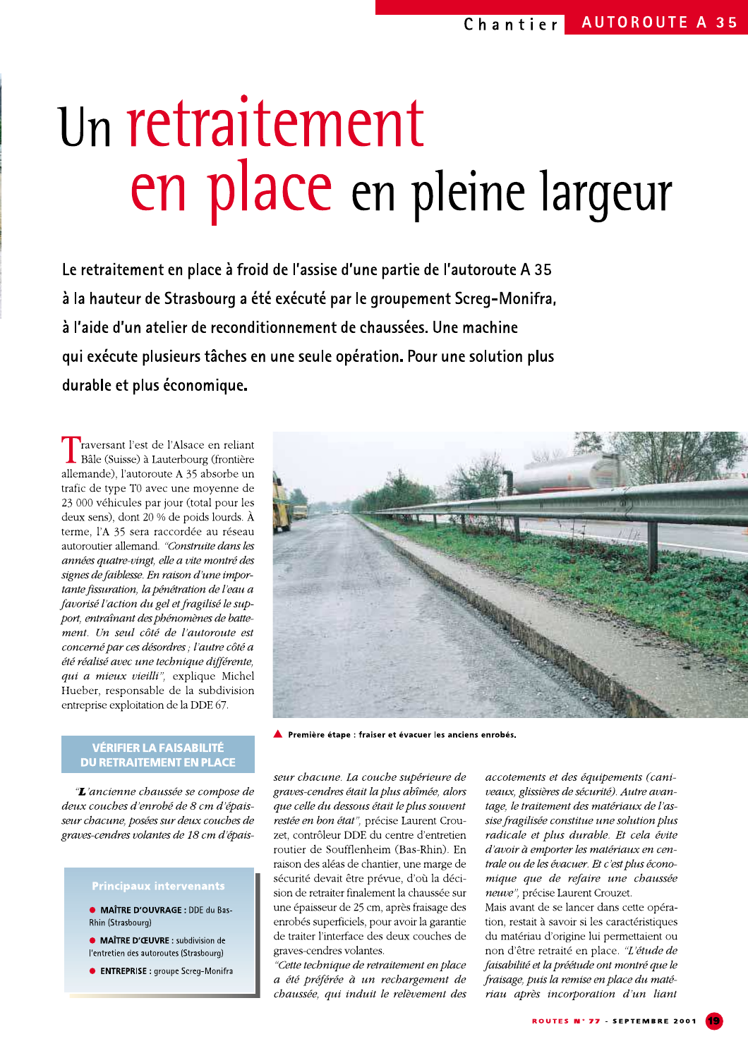# Un retraitement en place en pleine largeur

**Le retraitement en place à froid de l'assise d'une partie de l'autoroute A 35 à la hauteur de Strasbourg a été exécuté par le groupement Screg-Monifra, à l'aide d'un atelier de reconditionnement de chaussées. Une machine qui exécute plusieurs tâches en une seule opération. Pour une solution plus durable et plus économique.**

Traversant l'est de l'Alsace en reliant Bâle (Suisse) à Lauterbourg (frontière allemande), l'autoroute A 35 absorbe un trafic de type T0 avec une moyenne de 23 000 véhicules par jour (total pour les deux sens), dont 20 % de poids lourds. À terme, l'A 35 sera raccordée au réseau autoroutier allemand. *"Construite dans les années quatre-vingt, elle a vite montré des signes de faiblesse. En raison d'une importante fissuration, la pénétration de l'eau a favorisé l'action du gel et fragilisé le support, entraînant des phénomènes de battement. Un seul côté de l'autoroute est concerné par ces désordres ; l'autre côté a été réalisé avec une technique différente, qui a mieux vieilli"*, explique Michel Hueber, responsable de la subdivision entreprise exploitation de la DDE 67.

Première étape : fraiser et évacuer les anciens enrobés.

## VÉRIFIER LA FAISABILITÉ DU RETRAITEMENT EN PLACE

*"L'ancienne chaussée se compose de deux couches d'enrobé de 8 cm d'épaisseur chacune, posées sur deux couches de graves-cendres volantes de 18 cm d'épaisseur chacune. La couche supérieure de graves-cendres était la plus abîmée, alors que celle du dessous était le plus souvent restée en bon état"*, précise Laurent Crouzet, contrôleur DDE du centre d'entretien routier de Soufflenheim (Bas-Rhin). En raison des aléas de chantier, une marge de sécurité devait être prévue, d'où la décision de retraiter finalement la chaussée sur une épaisseur de 25 cm, après fraisage des enrobés superficiels, pour avoir la garantie de traiter l'interface des deux couches de graves-cendres volantes.

*"Cette technique de retraitement en place a été préférée à un rechargement de chaussée, qui induit le relèvement des accotements et des équipements (caniveaux, glissières de sécurité). Autre avantage, le traitement des matériaux de l'assise fragilisée constitue une solution plus radicale et plus durable. Et cela évite d'avoir à emporter les matériaux en centrale ou de les évacuer. Et c'est plus économique que de refaire une chaussée neuve"*, précise Laurent Crouzet.

Mais avant de se lancer dans cette opération, restait à savoir si les caractéristiques du matériau d'origine lui permettaient ou non d'être retraité en place. *"L'étude de faisabilité et la préétude ont montré que le fraisage, puis la remise en place du matériau après incorporation d'un liant*

> **Principaux intervenants**
>
> - **MAÎTRE D'OUVRAGE :** DDE du Bas-Rhin (Strasbourg)
> - **MAÎTRE D'ŒUVRE :** subdivision de l'entretien des autoroutes (Strasbourg)
> - **ENTREPRISE :** groupe Screg-Monifra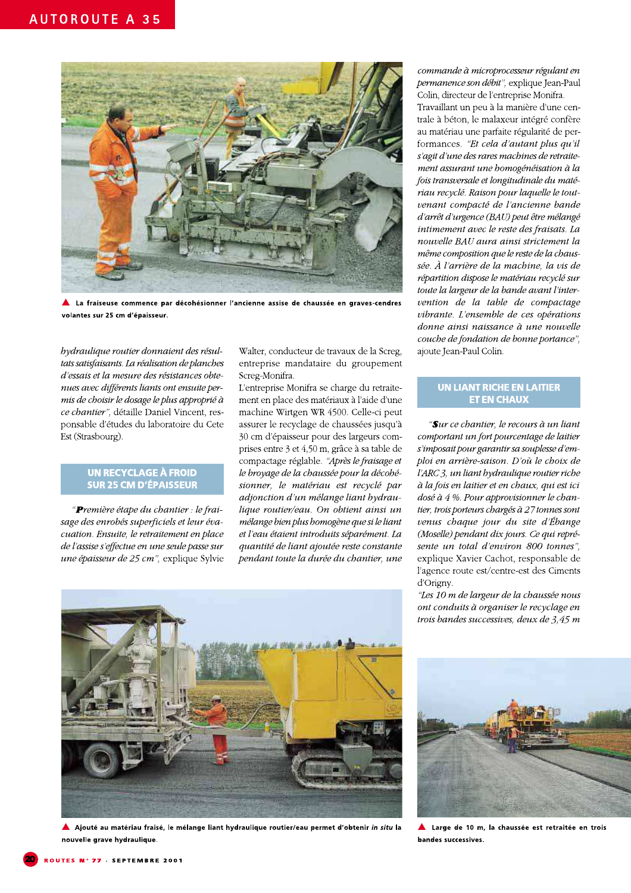▲ La fraiseuse commence par décohésionner l'ancienne assise de chaussée en graves-cendres volantes sur 25 cm d'épaisseur.

*hydraulique routier donnaient des résultats satisfaisants. La réalisation de planches d'essais et la mesure des résistances obtenues avec différents liants ont ensuite permis de choisir le dosage le plus approprié à ce chantier",* détaille Daniel Vincent, responsable d'études du laboratoire du Cete Est (Strasbourg).

## UN RECYCLAGE À FROID SUR 25 CM D'ÉPAISSEUR

*"Première étape du chantier : le fraisage des enrobés superficiels et leur évacuation. Ensuite, le retraitement en place de l'assise s'effectue en une seule passe sur une épaisseur de 25 cm",* explique Sylvie Walter, conductrice de travaux de la Screg, entreprise mandataire du groupement Screg-Monifra.

L'entreprise Monifra se charge du retraitement en place des matériaux à l'aide d'une machine Wirtgen WR 4500. Celle-ci peut assurer le recyclage de chaussées jusqu'à 30 cm d'épaisseur pour des largeurs comprises entre 3 et 4,50 m, grâce à sa table de compactage réglable. *"Après le fraisage et le broyage de la chaussée pour la décohésionner, le matériau est recyclé par adjonction d'un mélange liant hydraulique routier/eau. On obtient ainsi un mélange bien plus homogène que si le liant et l'eau étaient introduits séparément. La quantité de liant ajoutée reste constante pendant toute la durée du chantier, une commande à microprocesseur régulant en permanence son débit",* explique Jean-Paul Colin, directeur de l'entreprise Monifra.

Travaillant un peu à la manière d'une centrale à béton, le malaxeur intégré confère au matériau une parfaite régularité de performances. *"Et cela d'autant plus qu'il s'agit d'une des rares machines de retraitement assurant une homogénéisation à la fois transversale et longitudinale du matériau recyclé. Raison pour laquelle le tout-venant compacté de l'ancienne bande d'arrêt d'urgence (BAU) peut être mélangé intimement avec le reste des fraisats. La nouvelle BAU aura ainsi strictement la même composition que le reste de la chaussée. À l'arrière de la machine, la vis de répartition dispose le matériau recyclé sur toute la largeur de la bande avant l'intervention de la table de compactage vibrante. L'ensemble de ces opérations donne ainsi naissance à une nouvelle couche de fondation de bonne portance",* ajoute Jean-Paul Colin.

## UN LIANT RICHE EN LAITIER ET EN CHAUX

*"Sur ce chantier, le recours à un liant comportant un fort pourcentage de laitier s'imposait pour garantir sa souplesse d'emploi en arrière-saison. D'où le choix de l'ARC 3, un liant hydraulique routier riche à la fois en laitier et en chaux, qui est ici dosé à 4 %. Pour approvisionner le chantier, trois porteurs chargés à 27 tonnes sont venus chaque jour du site d'Ébange (Moselle) pendant dix jours. Ce qui représente un total d'environ 800 tonnes",* explique Xavier Cachot, responsable de l'agence route est/centre-est des Ciments d'Origny.

*"Les 10 m de largeur de la chaussée nous ont conduits à organiser le recyclage en trois bandes successives, deux de 3,45 m*

▲ Ajouté au matériau fraisé, le mélange liant hydraulique routier/eau permet d'obtenir *in situ* la nouvelle grave hydraulique.

▲ Large de 10 m, la chaussée est retraitée en trois bandes successives.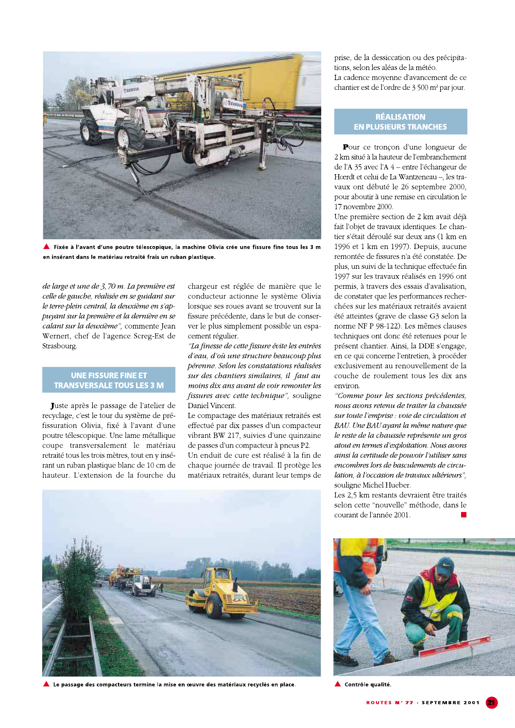▲ Fixée à l'avant d'une poutre télescopique, la machine Olivia crée une fissure fine tous les 3 m en insérant dans le matériau retraité frais un ruban plastique.

*de large et une de 3,70 m. La première est celle de gauche, réalisée en se guidant sur le terre-plein central, la deuxième en s'appuyant sur la première et la dernière en se calant sur la deuxième"*, commente Jean Wernert, chef de l'agence Screg-Est de Strasbourg.

## UNE FISSURE FINE ET TRANSVERSALE TOUS LES 3 M

Juste après le passage de l'atelier de recyclage, c'est le tour du système de préfissuration Olivia, fixé à l'avant d'une poutre télescopique. Une lame métallique coupe transversalement le matériau retraité tous les trois mètres, tout en y insérant un ruban plastique blanc de 10 cm de hauteur. L'extension de la fourche du chargeur est réglée de manière que le conducteur actionne le système Olivia lorsque ses roues avant se trouvent sur la fissure précédente, dans le but de conserver le plus simplement possible un espacement régulier.

*"La finesse de cette fissure évite les entrées d'eau, d'où une structure beaucoup plus pérenne. Selon les constatations réalisées sur des chantiers similaires, il faut au moins dix ans avant de voir remonter les fissures avec cette technique"*, souligne Daniel Vincent.

Le compactage des matériaux retraités est effectué par dix passes d'un compacteur vibrant BW 217, suivies d'une quinzaine de passes d'un compacteur à pneus P2.

Un enduit de cure est réalisé à la fin de chaque journée de travail. Il protège les matériaux retraités, durant leur temps de prise, de la dessiccation ou des précipitations, selon les aléas de la météo.

La cadence moyenne d'avancement de ce chantier est de l'ordre de 3 500 m² par jour.

## RÉALISATION EN PLUSIEURS TRANCHES

Pour ce tronçon d'une longueur de 2 km situé à la hauteur de l'embranchement de l'A 35 avec l'A 4 – entre l'échangeur de Hœrdt et celui de La Wantzenau –, les travaux ont débuté le 26 septembre 2000, pour aboutir à une remise en circulation le 17 novembre 2000.

Une première section de 2 km avait déjà fait l'objet de travaux identiques. Le chantier s'était déroulé sur deux ans (1 km en 1996 et 1 km en 1997). Depuis, aucune remontée de fissures n'a été constatée. De plus, un suivi de la technique effectuée fin 1997 sur les travaux réalisés en 1996 ont permis, à travers des essais d'avalisation, de constater que les performances recherchées sur les matériaux retraités avaient été atteintes (grave de classe G3 selon la norme NF P 98-122). Les mêmes clauses techniques ont donc été retenues pour le présent chantier. Ainsi, la DDE s'engage, en ce qui concerne l'entretien, à procéder exclusivement au renouvellement de la couche de roulement tous les dix ans environ.

*"Comme pour les sections précédentes, nous avons retenu de traiter la chaussée sur toute l'emprise : voie de circulation et BAU. Une BAU ayant la même nature que le reste de la chaussée représente un gros atout en termes d'exploitation. Nous avons ainsi la certitude de pouvoir l'utiliser sans encombres lors de basculements de circulation, à l'occasion de travaux ultérieurs"*, souligne Michel Hueber.

Les 2,5 km restants devraient être traités selon cette "nouvelle" méthode, dans le courant de l'année 2001.

▲ Le passage des compacteurs termine la mise en œuvre des matériaux recyclés en place.

▲ Contrôle qualité.